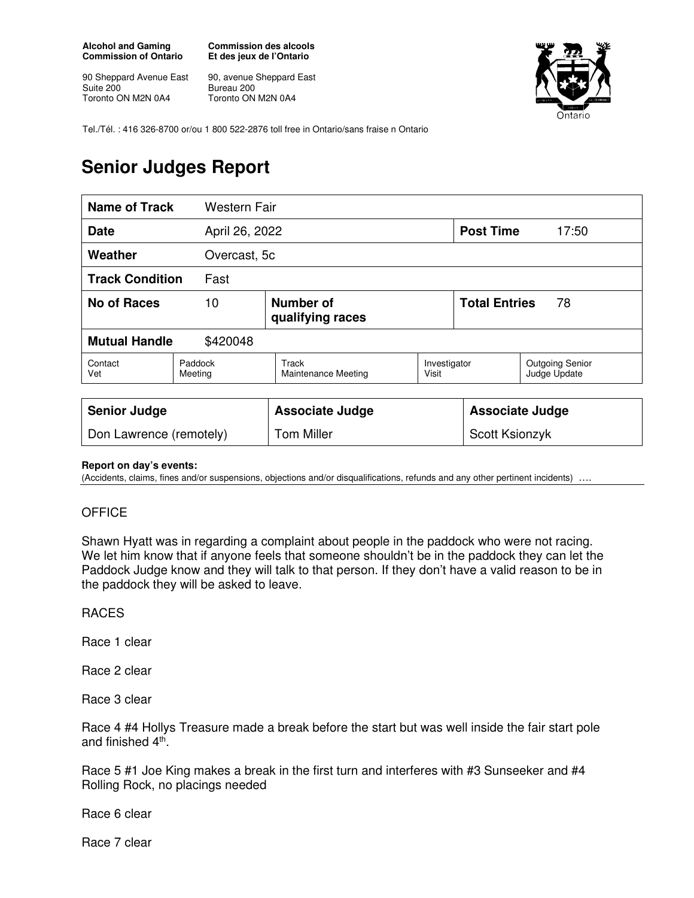**Alcohol and Gaming Commission of Ontario**

90 Sheppard Avenue East
Suite 200
Toronto ON M2N 0A4

**Commission des alcools Et des jeux de l'Ontario**

90, avenue Sheppard East
Bureau 200
Toronto ON M2N 0A4

Tel./Tél. : 416 326-8700 or/ou 1 800 522-2876 toll free in Ontario/sans fraise n Ontario

# Senior Judges Report

| **Name of Track** | Western Fair | | | | |
|---|---|---|---|---|---|
| **Date** | April 26, 2022 | | | **Post Time** | 17:50 |
| **Weather** | Overcast, 5c | | | | |
| **Track Condition** | Fast | | | | |
| **No of Races** | 10 | **Number of qualifying races** | | **Total Entries** | 78 |
| **Mutual Handle** | $420048 | | | | |
| Contact Vet | Paddock Meeting | Track Maintenance Meeting | Investigator Visit | Outgoing Senior Judge Update | |

| **Senior Judge** | **Associate Judge** | **Associate Judge** |
|---|---|---|
| Don Lawrence (remotely) | Tom Miller | Scott Ksionzyk |

**Report on day's events:**
(Accidents, claims, fines and/or suspensions, objections and/or disqualifications, refunds and any other pertinent incidents) ….

OFFICE

Shawn Hyatt was in regarding a complaint about people in the paddock who were not racing. We let him know that if anyone feels that someone shouldn't be in the paddock they can let the Paddock Judge know and they will talk to that person. If they don't have a valid reason to be in the paddock they will be asked to leave.

RACES

Race 1 clear

Race 2 clear

Race 3 clear

Race 4 #4 Hollys Treasure made a break before the start but was well inside the fair start pole and finished 4th.

Race 5 #1 Joe King makes a break in the first turn and interferes with #3 Sunseeker and #4 Rolling Rock, no placings needed

Race 6 clear

Race 7 clear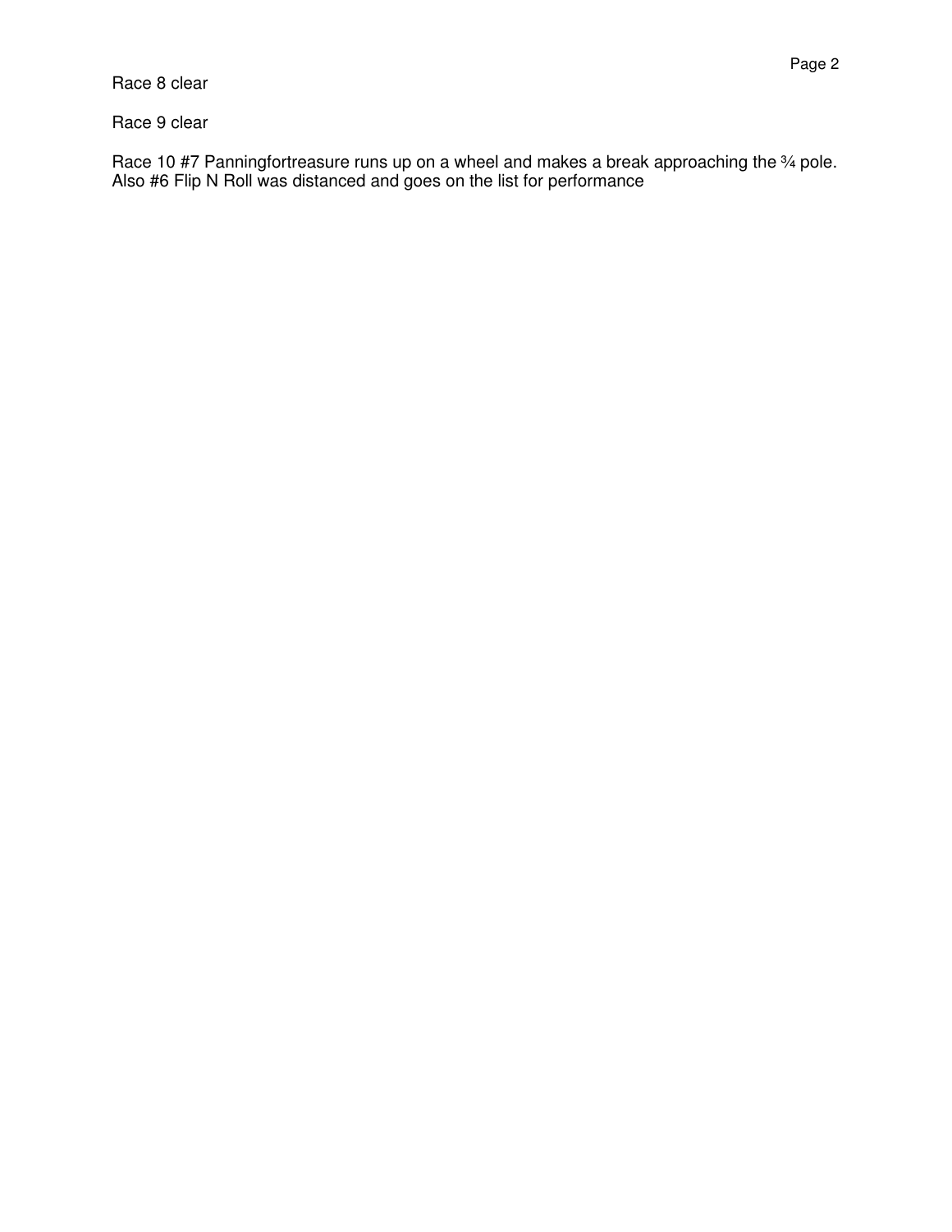Race 8 clear

Race 9 clear

Race 10 #7 Panningfortreasure runs up on a wheel and makes a break approaching the ¾ pole. Also #6 Flip N Roll was distanced and goes on the list for performance